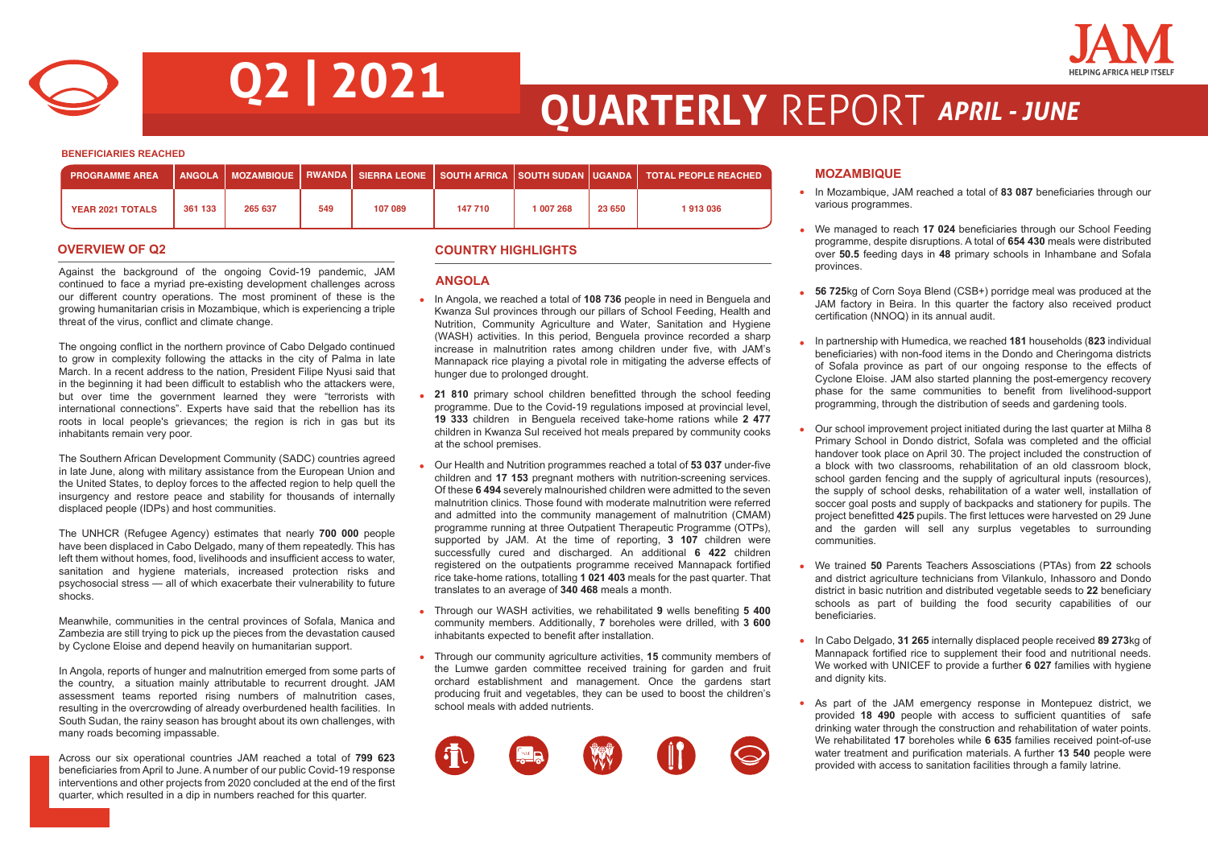# Q2 | 2021

# QUARTERLY REPORT *APRIL - JUNE*

JAM HELPING AFRICA HELP ITSELF

**BENEFICIARIES REACHED**

| PROGRAMME AREA | ANGOLA | MOZAMBIQUE | RWANDA | SIERRA LEONE | SOUTH AFRICA | SOUTH SUDAN | UGANDA | TOTAL PEOPLE REACHED |
|---|---|---|---|---|---|---|---|---|
| YEAR 2021 TOTALS | 361 133 | 265 637 | 549 | 107 089 | 147 710 | 1 007 268 | 23 650 | 1 913 036 |

## OVERVIEW OF Q2

Against the background of the ongoing Covid-19 pandemic, JAM continued to face a myriad pre-existing development challenges across our different country operations. The most prominent of these is the growing humanitarian crisis in Mozambique, which is experiencing a triple threat of the virus, conflict and climate change.

The ongoing conflict in the northern province of Cabo Delgado continued to grow in complexity following the attacks in the city of Palma in late March. In a recent address to the nation, President Filipe Nyusi said that in the beginning it had been difficult to establish who the attackers were, but over time the government learned they were "terrorists with international connections". Experts have said that the rebellion has its roots in local people's grievances; the region is rich in gas but its inhabitants remain very poor.

The Southern African Development Community (SADC) countries agreed in late June, along with military assistance from the European Union and the United States, to deploy forces to the affected region to help quell the insurgency and restore peace and stability for thousands of internally displaced people (IDPs) and host communities.

The UNHCR (Refugee Agency) estimates that nearly **700 000** people have been displaced in Cabo Delgado, many of them repeatedly. This has left them without homes, food, livelihoods and insufficient access to water, sanitation and hygiene materials, increased protection risks and psychosocial stress — all of which exacerbate their vulnerability to future shocks.

Meanwhile, communities in the central provinces of Sofala, Manica and Zambezia are still trying to pick up the pieces from the devastation caused by Cyclone Eloise and depend heavily on humanitarian support.

In Angola, reports of hunger and malnutrition emerged from some parts of the country, a situation mainly attributable to recurrent drought. JAM assessment teams reported rising numbers of malnutrition cases, resulting in the overcrowding of already overburdened health facilities. In South Sudan, the rainy season has brought about its own challenges, with many roads becoming impassable.

Across our six operational countries JAM reached a total of **799 623** beneficiaries from April to June. A number of our public Covid-19 response interventions and other projects from 2020 concluded at the end of the first quarter, which resulted in a dip in numbers reached for this quarter.

## COUNTRY HIGHLIGHTS

### ANGOLA

- In Angola, we reached a total of **108 736** people in need in Benguela and Kwanza Sul provinces through our pillars of School Feeding, Health and Nutrition, Community Agriculture and Water, Sanitation and Hygiene (WASH) activities. In this period, Benguela province recorded a sharp increase in malnutrition rates among children under five, with JAM's Mannapack rice playing a pivotal role in mitigating the adverse effects of hunger due to prolonged drought.
- **21 810** primary school children benefitted through the school feeding programme. Due to the Covid-19 regulations imposed at provincial level, **19 333** children in Benguela received take-home rations while **2 477** children in Kwanza Sul received hot meals prepared by community cooks at the school premises.
- Our Health and Nutrition programmes reached a total of **53 037** under-five children and **17 153** pregnant mothers with nutrition-screening services. Of these **6 494** severely malnourished children were admitted to the seven malnutrition clinics. Those found with moderate malnutrition were referred and admitted into the community management of malnutrition (CMAM) programme running at three Outpatient Therapeutic Programme (OTPs), supported by JAM. At the time of reporting, **3 107** children were successfully cured and discharged. An additional **6 422** children registered on the outpatients programme received Mannapack fortified rice take-home rations, totalling **1 021 403** meals for the past quarter. That translates to an average of **340 468** meals a month.
- Through our WASH activities, we rehabilitated **9** wells benefiting **5 400** community members. Additionally, **7** boreholes were drilled, with **3 600** inhabitants expected to benefit after installation.
- Through our community agriculture activities, **15** community members of the Lumwe garden committee received training for garden and fruit orchard establishment and management. Once the gardens start producing fruit and vegetables, they can be used to boost the children's school meals with added nutrients.

### MOZAMBIQUE

- In Mozambique, JAM reached a total of **83 087** beneficiaries through our various programmes.
- We managed to reach **17 024** beneficiaries through our School Feeding programme, despite disruptions. A total of **654 430** meals were distributed over **50.5** feeding days in **48** primary schools in Inhambane and Sofala provinces.
- **56 725**kg of Corn Soya Blend (CSB+) porridge meal was produced at the JAM factory in Beira. In this quarter the factory also received product certification (NNOQ) in its annual audit.
- In partnership with Humedica, we reached **181** households (**823** individual beneficiaries) with non-food items in the Dondo and Cheringoma districts of Sofala province as part of our ongoing response to the effects of Cyclone Eloise. JAM also started planning the post-emergency recovery phase for the same communities to benefit from livelihood-support programming, through the distribution of seeds and gardening tools.
- Our school improvement project initiated during the last quarter at Milha 8 Primary School in Dondo district, Sofala was completed and the official handover took place on April 30. The project included the construction of a block with two classrooms, rehabilitation of an old classroom block, school garden fencing and the supply of agricultural inputs (resources), the supply of school desks, rehabilitation of a water well, installation of soccer goal posts and supply of backpacks and stationery for pupils. The project benefitted **425** pupils. The first lettuces were harvested on 29 June and the garden will sell any surplus vegetables to surrounding communities.
- We trained **50** Parents Teachers Assosciations (PTAs) from **22** schools and district agriculture technicians from Vilankulo, Inhassoro and Dondo district in basic nutrition and distributed vegetable seeds to **22** beneficiary schools as part of building the food security capabilities of our beneficiaries.
- In Cabo Delgado, **31 265** internally displaced people received **89 273**kg of Mannapack fortified rice to supplement their food and nutritional needs. We worked with UNICEF to provide a further **6 027** families with hygiene and dignity kits.
- As part of the JAM emergency response in Montepuez district, we provided **18 490** people with access to sufficient quantities of safe drinking water through the construction and rehabilitation of water points. We rehabilitated **17** boreholes while **6 635** families received point-of-use water treatment and purification materials. A further **13 540** people were provided with access to sanitation facilities through a family latrine.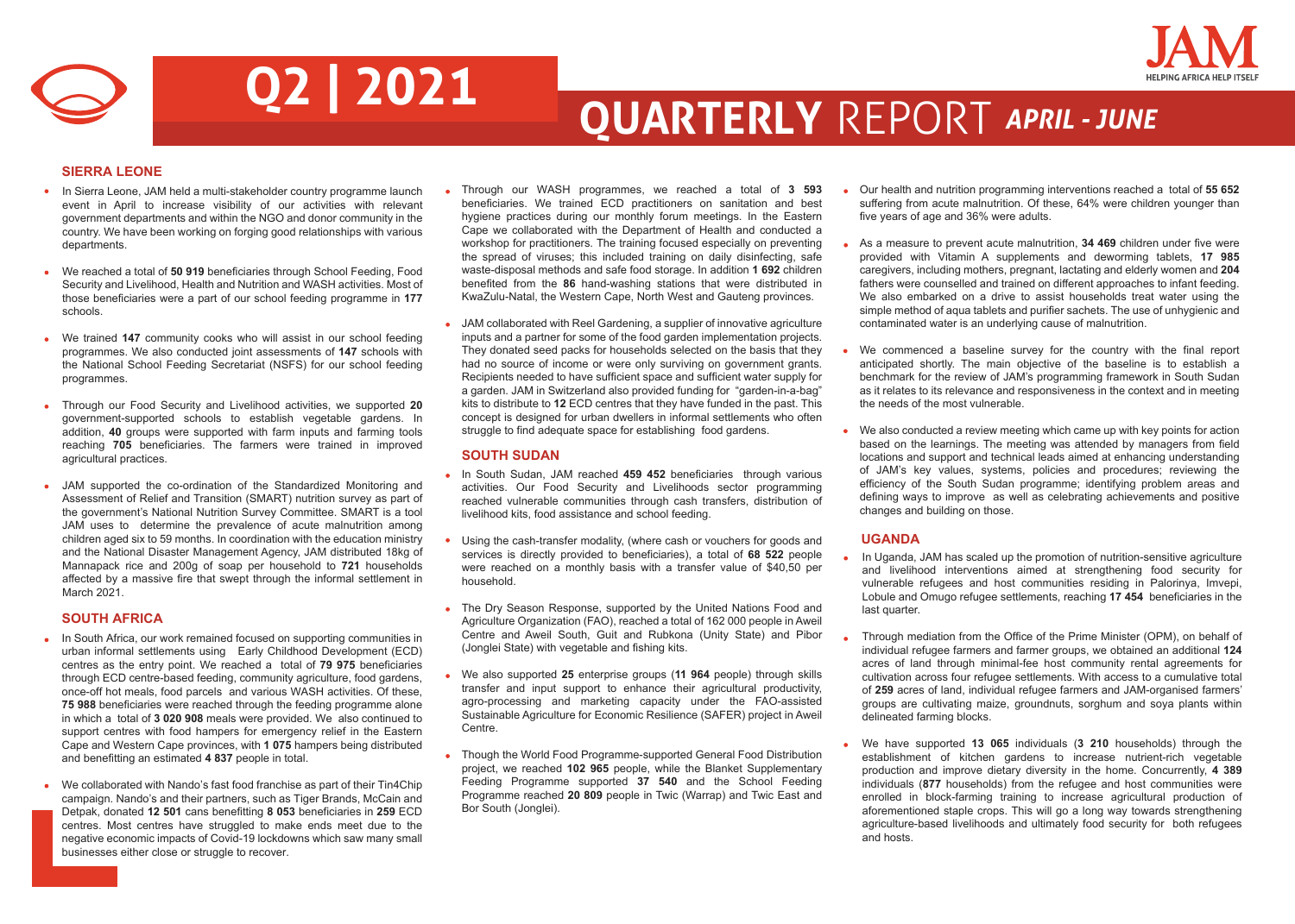# Q2 | 2021

# QUARTERLY REPORT *APRIL - JUNE*

### SIERRA LEONE

- In Sierra Leone, JAM held a multi-stakeholder country programme launch event in April to increase visibility of our activities with relevant government departments and within the NGO and donor community in the country. We have been working on forging good relationships with various departments.
- We reached a total of **50 919** beneficiaries through School Feeding, Food Security and Livelihood, Health and Nutrition and WASH activities. Most of those beneficiaries were a part of our school feeding programme in **177** schools.
- We trained **147** community cooks who will assist in our school feeding programmes. We also conducted joint assessments of **147** schools with the National School Feeding Secretariat (NSFS) for our school feeding programmes.
- Through our Food Security and Livelihood activities, we supported **20** government-supported schools to establish vegetable gardens. In addition, **40** groups were supported with farm inputs and farming tools reaching **705** beneficiaries. The farmers were trained in improved agricultural practices.
- JAM supported the co-ordination of the Standardized Monitoring and Assessment of Relief and Transition (SMART) nutrition survey as part of the government's National Nutrition Survey Committee. SMART is a tool JAM uses to determine the prevalence of acute malnutrition among children aged six to 59 months. In coordination with the education ministry and the National Disaster Management Agency, JAM distributed 18kg of Mannapack rice and 200g of soap per household to **721** households affected by a massive fire that swept through the informal settlement in March 2021.

### SOUTH AFRICA

- In South Africa, our work remained focused on supporting communities in urban informal settlements using Early Childhood Development (ECD) centres as the entry point. We reached a total of **79 975** beneficiaries through ECD centre-based feeding, community agriculture, food gardens, once-off hot meals, food parcels and various WASH activities. Of these, **75 988** beneficiaries were reached through the feeding programme alone in which a total of **3 020 908** meals were provided. We also continued to support centres with food hampers for emergency relief in the Eastern Cape and Western Cape provinces, with **1 075** hampers being distributed and benefitting an estimated **4 837** people in total.
- We collaborated with Nando's fast food franchise as part of their Tin4Chip campaign. Nando's and their partners, such as Tiger Brands, McCain and Detpak, donated **12 501** cans benefitting **8 053** beneficiaries in **259** ECD centres. Most centres have struggled to make ends meet due to the negative economic impacts of Covid-19 lockdowns which saw many small businesses either close or struggle to recover.
- Through our WASH programmes, we reached a total of **3 593** beneficiaries. We trained ECD practitioners on sanitation and best hygiene practices during our monthly forum meetings. In the Eastern Cape we collaborated with the Department of Health and conducted a workshop for practitioners. The training focused especially on preventing the spread of viruses; this included training on daily disinfecting, safe waste-disposal methods and safe food storage. In addition **1 692** children benefited from the **86** hand-washing stations that were distributed in KwaZulu-Natal, the Western Cape, North West and Gauteng provinces.
- JAM collaborated with Reel Gardening, a supplier of innovative agriculture inputs and a partner for some of the food garden implementation projects. They donated seed packs for households selected on the basis that they had no source of income or were only surviving on government grants. Recipients needed to have sufficient space and sufficient water supply for a garden. JAM in Switzerland also provided funding for "garden-in-a-bag" kits to distribute to **12** ECD centres that they have funded in the past. This concept is designed for urban dwellers in informal settlements who often struggle to find adequate space for establishing food gardens.

### SOUTH SUDAN

- In South Sudan, JAM reached **459 452** beneficiaries through various activities. Our Food Security and Livelihoods sector programming reached vulnerable communities through cash transfers, distribution of livelihood kits, food assistance and school feeding.
- Using the cash-transfer modality, (where cash or vouchers for goods and services is directly provided to beneficiaries), a total of **68 522** people were reached on a monthly basis with a transfer value of $40,50 per household.
- The Dry Season Response, supported by the United Nations Food and Agriculture Organization (FAO), reached a total of 162 000 people in Aweil Centre and Aweil South, Guit and Rubkona (Unity State) and Pibor (Jonglei State) with vegetable and fishing kits.
- We also supported **25** enterprise groups (**11 964** people) through skills transfer and input support to enhance their agricultural productivity, agro-processing and marketing capacity under the FAO-assisted Sustainable Agriculture for Economic Resilience (SAFER) project in Aweil Centre.
- Though the World Food Programme-supported General Food Distribution project, we reached **102 965** people, while the Blanket Supplementary Feeding Programme supported **37 540** and the School Feeding Programme reached **20 809** people in Twic (Warrap) and Twic East and Bor South (Jonglei).
- Our health and nutrition programming interventions reached a total of **55 652** suffering from acute malnutrition. Of these, 64% were children younger than five years of age and 36% were adults.
- As a measure to prevent acute malnutrition, **34 469** children under five were provided with Vitamin A supplements and deworming tablets, **17 985** caregivers, including mothers, pregnant, lactating and elderly women and **204** fathers were counselled and trained on different approaches to infant feeding. We also embarked on a drive to assist households treat water using the simple method of aqua tablets and purifier sachets. The use of unhygienic and contaminated water is an underlying cause of malnutrition.
- We commenced a baseline survey for the country with the final report anticipated shortly. The main objective of the baseline is to establish a benchmark for the review of JAM's programming framework in South Sudan as it relates to its relevance and responsiveness in the context and in meeting the needs of the most vulnerable.
- We also conducted a review meeting which came up with key points for action based on the learnings. The meeting was attended by managers from field locations and support and technical leads aimed at enhancing understanding of JAM's key values, systems, policies and procedures; reviewing the efficiency of the South Sudan programme; identifying problem areas and defining ways to improve as well as celebrating achievements and positive changes and building on those.

### UGANDA

- In Uganda, JAM has scaled up the promotion of nutrition-sensitive agriculture and livelihood interventions aimed at strengthening food security for vulnerable refugees and host communities residing in Palorinya, Imvepi, Lobule and Omugo refugee settlements, reaching **17 454** beneficiaries in the last quarter.
- Through mediation from the Office of the Prime Minister (OPM), on behalf of individual refugee farmers and farmer groups, we obtained an additional **124** acres of land through minimal-fee host community rental agreements for cultivation across four refugee settlements. With access to a cumulative total of **259** acres of land, individual refugee farmers and JAM-organised farmers' groups are cultivating maize, groundnuts, sorghum and soya plants within delineated farming blocks.
- We have supported **13 065** individuals (**3 210** households) through the establishment of kitchen gardens to increase nutrient-rich vegetable production and improve dietary diversity in the home. Concurrently, **4 389** individuals (**877** households) from the refugee and host communities were enrolled in block-farming training to increase agricultural production of aforementioned staple crops. This will go a long way towards strengthening agriculture-based livelihoods and ultimately food security for both refugees and hosts.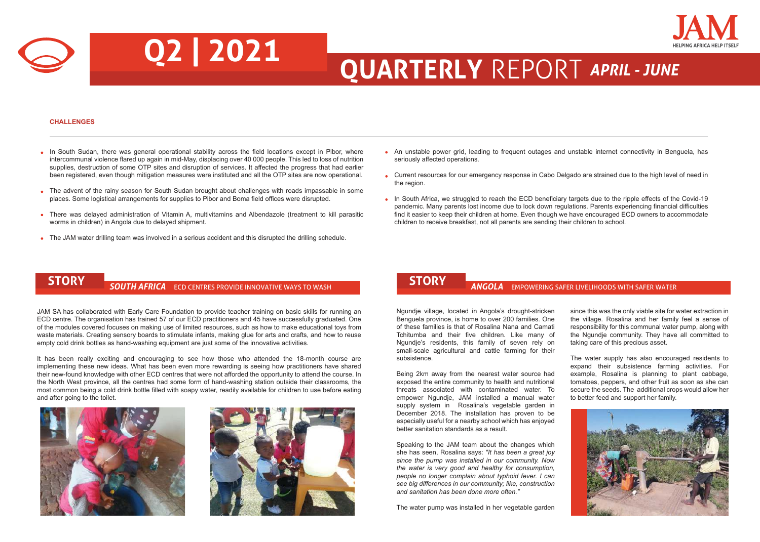# Q2 | 2021

# QUARTERLY REPORT *APRIL - JUNE*

JAM

HELPING AFRICA HELP ITSELF

### CHALLENGES

- In South Sudan, there was general operational stability across the field locations except in Pibor, where intercommunal violence flared up again in mid-May, displacing over 40 000 people. This led to loss of nutrition supplies, destruction of some OTP sites and disruption of services. It affected the progress that had earlier been registered, even though mitigation measures were instituted and all the OTP sites are now operational.
- The advent of the rainy season for South Sudan brought about challenges with roads impassable in some places. Some logistical arrangements for supplies to Pibor and Boma field offices were disrupted.
- There was delayed administration of Vitamin A, multivitamins and Albendazole (treatment to kill parasitic worms in children) in Angola due to delayed shipment.
- The JAM water drilling team was involved in a serious accident and this disrupted the drilling schedule.
- An unstable power grid, leading to frequent outages and unstable internet connectivity in Benguela, has seriously affected operations.
- Current resources for our emergency response in Cabo Delgado are strained due to the high level of need in the region.
- In South Africa, we struggled to reach the ECD beneficiary targets due to the ripple effects of the Covid-19 pandemic. Many parents lost income due to lock down regulations. Parents experiencing financial difficulties find it easier to keep their children at home. Even though we have encouraged ECD owners to accommodate children to receive breakfast, not all parents are sending their children to school.

## STORY

### *SOUTH AFRICA* ECD CENTRES PROVIDE INNOVATIVE WAYS TO WASH

JAM SA has collaborated with Early Care Foundation to provide teacher training on basic skills for running an ECD centre. The organisation has trained 57 of our ECD practitioners and 45 have successfully graduated. One of the modules covered focuses on making use of limited resources, such as how to make educational toys from waste materials. Creating sensory boards to stimulate infants, making glue for arts and crafts, and how to reuse empty cold drink bottles as hand-washing equipment are just some of the innovative activities.

It has been really exciting and encouraging to see how those who attended the 18-month course are implementing these new ideas. What has been even more rewarding is seeing how practitioners have shared their new-found knowledge with other ECD centres that were not afforded the opportunity to attend the course. In the North West province, all the centres had some form of hand-washing station outside their classrooms, the most common being a cold drink bottle filled with soapy water, readily available for children to use before eating and after going to the toilet.

## STORY

### *ANGOLA* EMPOWERING SAFER LIVELIHOODS WITH SAFER WATER

Ngundje village, located in Angola's drought-stricken Benguela province, is home to over 200 families. One of these families is that of Rosalina Nana and Camati Tchitumba and their five children. Like many of Ngundje's residents, this family of seven rely on small-scale agricultural and cattle farming for their subsistence.

Being 2km away from the nearest water source had exposed the entire community to health and nutritional threats associated with contaminated water. To empower Ngundje, JAM installed a manual water supply system in Rosalina's vegetable garden in December 2018. The installation has proven to be especially useful for a nearby school which has enjoyed better sanitation standards as a result.

Speaking to the JAM team about the changes which she has seen, Rosalina says: *"It has been a great joy since the pump was installed in our community. Now the water is very good and healthy for consumption, people no longer complain about typhoid fever. I can see big differences in our community; like, construction and sanitation has been done more often."*

The water pump was installed in her vegetable garden since this was the only viable site for water extraction in the village. Rosalina and her family feel a sense of responsibility for this communal water pump, along with the Ngundje community. They have all committed to taking care of this precious asset.

The water supply has also encouraged residents to expand their subsistence farming activities. For example, Rosalina is planning to plant cabbage, tomatoes, peppers, and other fruit as soon as she can secure the seeds. The additional crops would allow her to better feed and support her family.